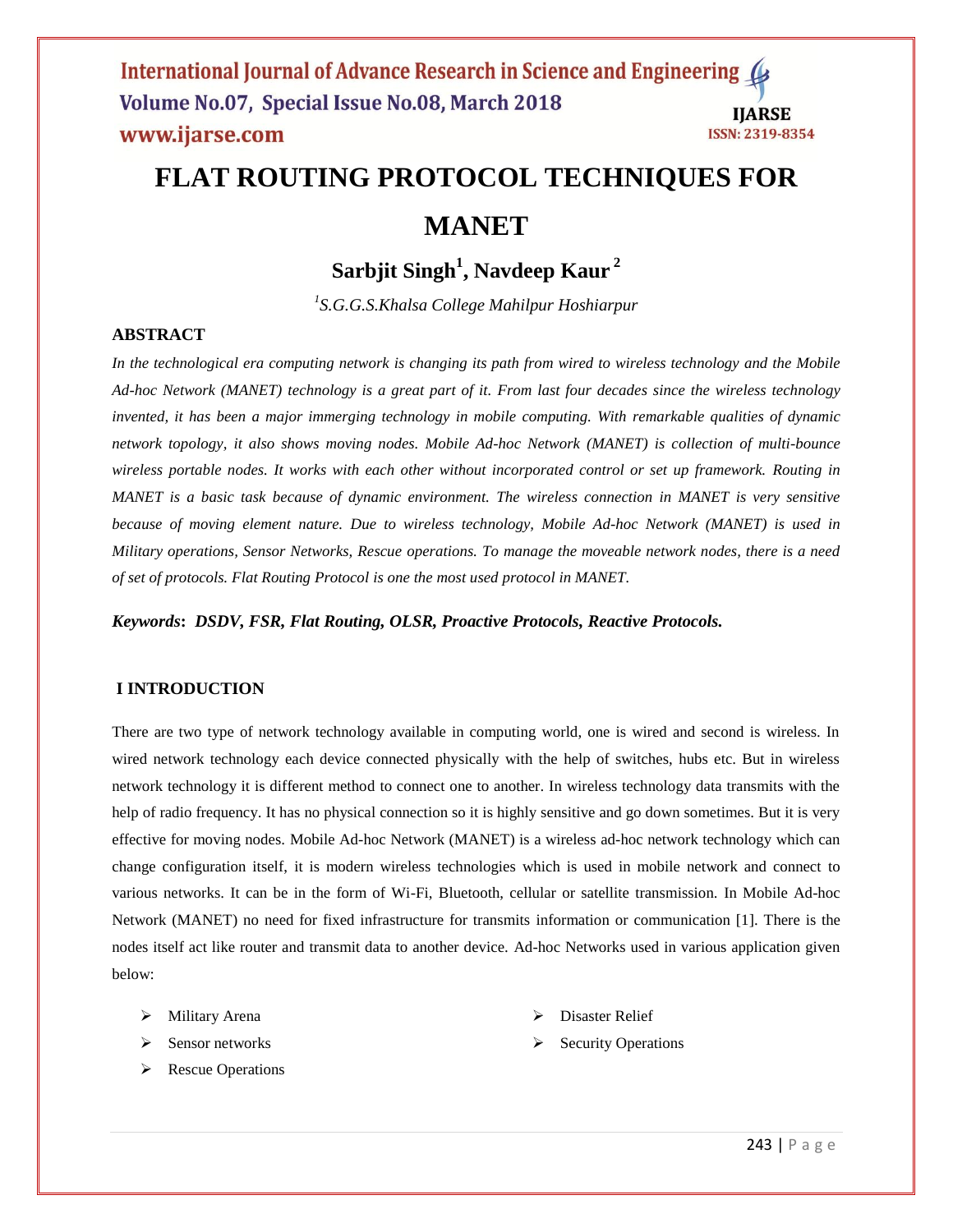# FLAT ROUTING PROTOCOL TECHNIQUES FOR MANET

**Sarbjit Singh[1], Navdeep Kaur[2]**

*[1]S.G.G.S.Khalsa College Mahilpur Hoshiarpur*

## ABSTRACT

*In the technological era computing network is changing its path from wired to wireless technology and the Mobile Ad-hoc Network (MANET) technology is a great part of it. From last four decades since the wireless technology invented, it has been a major immerging technology in mobile computing. With remarkable qualities of dynamic network topology, it also shows moving nodes. Mobile Ad-hoc Network (MANET) is collection of multi-bounce wireless portable nodes. It works with each other without incorporated control or set up framework. Routing in MANET is a basic task because of dynamic environment. The wireless connection in MANET is very sensitive because of moving element nature. Due to wireless technology, Mobile Ad-hoc Network (MANET) is used in Military operations, Sensor Networks, Rescue operations. To manage the moveable network nodes, there is a need of set of protocols. Flat Routing Protocol is one the most used protocol in MANET.*

***Keywords*: *DSDV, FSR, Flat Routing, OLSR, Proactive Protocols, Reactive Protocols.***

## I INTRODUCTION

There are two type of network technology available in computing world, one is wired and second is wireless. In wired network technology each device connected physically with the help of switches, hubs etc. But in wireless network technology it is different method to connect one to another. In wireless technology data transmits with the help of radio frequency. It has no physical connection so it is highly sensitive and go down sometimes. But it is very effective for moving nodes. Mobile Ad-hoc Network (MANET) is a wireless ad-hoc network technology which can change configuration itself, it is modern wireless technologies which is used in mobile network and connect to various networks. It can be in the form of Wi-Fi, Bluetooth, cellular or satellite transmission. In Mobile Ad-hoc Network (MANET) no need for fixed infrastructure for transmits information or communication [1]. There is the nodes itself act like router and transmit data to another device. Ad-hoc Networks used in various application given below:

- Military Arena
- Sensor networks
- Rescue Operations
- Disaster Relief
- Security Operations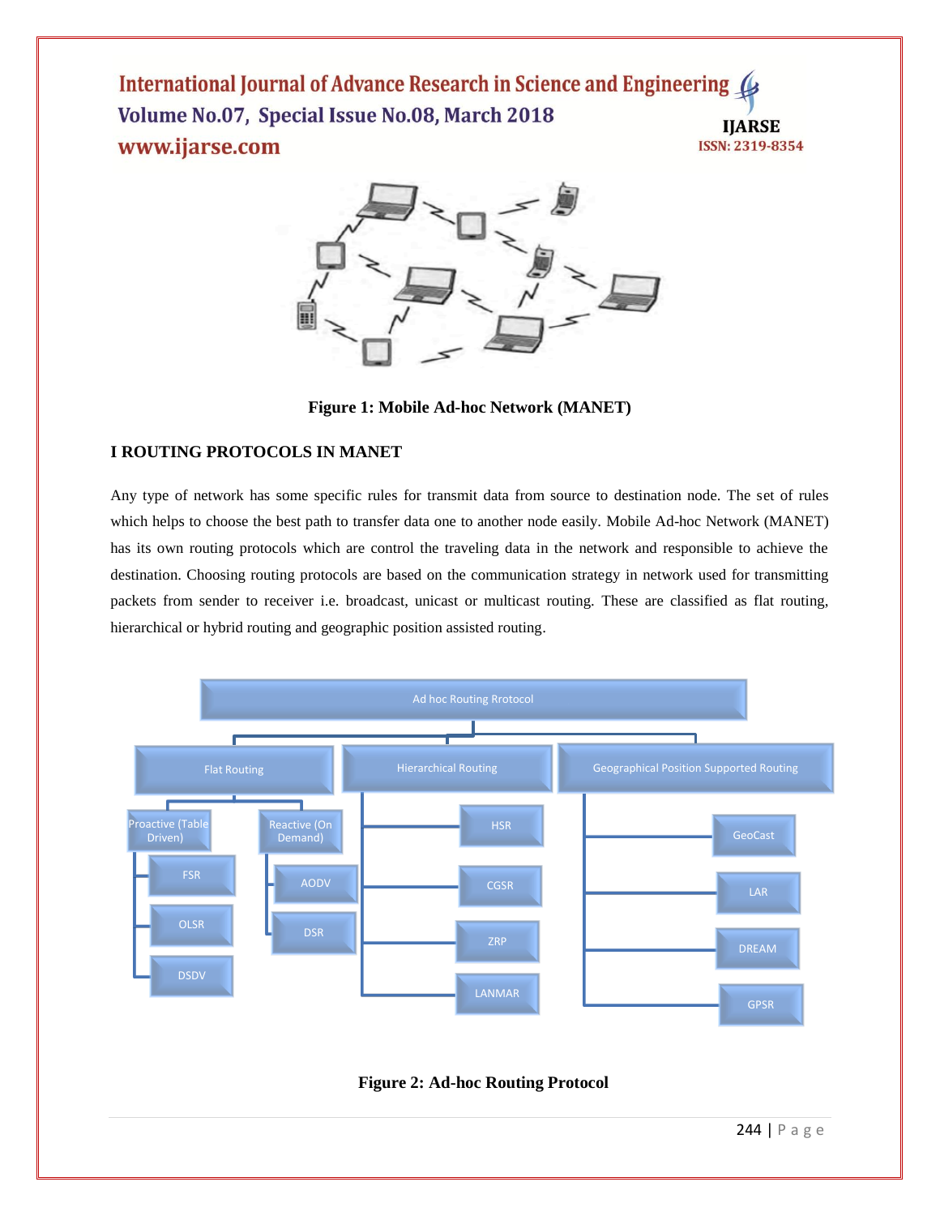Figure 1: Mobile Ad-hoc Network (MANET)

## I ROUTING PROTOCOLS IN MANET

Any type of network has some specific rules for transmit data from source to destination node. The set of rules which helps to choose the best path to transfer data one to another node easily. Mobile Ad-hoc Network (MANET) has its own routing protocols which are control the traveling data in the network and responsible to achieve the destination. Choosing routing protocols are based on the communication strategy in network used for transmitting packets from sender to receiver i.e. broadcast, unicast or multicast routing. These are classified as flat routing, hierarchical or hybrid routing and geographic position assisted routing.

Figure 2: Ad-hoc Routing Protocol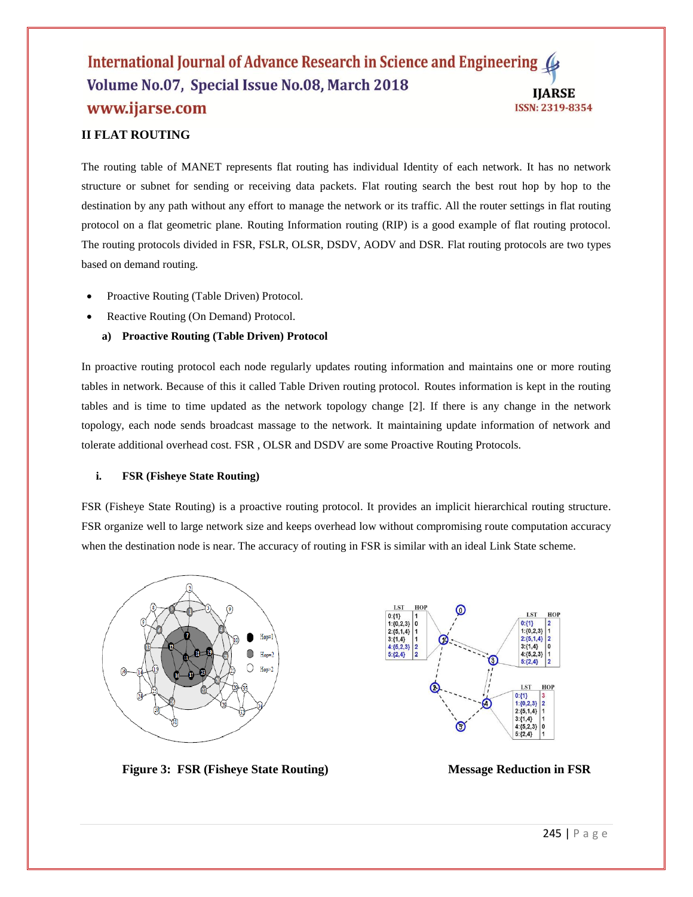## II FLAT ROUTING

The routing table of MANET represents flat routing has individual Identity of each network. It has no network structure or subnet for sending or receiving data packets. Flat routing search the best rout hop by hop to the destination by any path without any effort to manage the network or its traffic. All the router settings in flat routing protocol on a flat geometric plane. Routing Information routing (RIP) is a good example of flat routing protocol. The routing protocols divided in FSR, FSLR, OLSR, DSDV, AODV and DSR. Flat routing protocols are two types based on demand routing.

- Proactive Routing (Table Driven) Protocol.
- Reactive Routing (On Demand) Protocol.

### a) Proactive Routing (Table Driven) Protocol

In proactive routing protocol each node regularly updates routing information and maintains one or more routing tables in network. Because of this it called Table Driven routing protocol. Routes information is kept in the routing tables and is time to time updated as the network topology change [2]. If there is any change in the network topology, each node sends broadcast massage to the network. It maintaining update information of network and tolerate additional overhead cost. FSR , OLSR and DSDV are some Proactive Routing Protocols.

#### i. FSR (Fisheye State Routing)

FSR (Fisheye State Routing) is a proactive routing protocol. It provides an implicit hierarchical routing structure. FSR organize well to large network size and keeps overhead low without compromising route computation accuracy when the destination node is near. The accuracy of routing in FSR is similar with an ideal Link State scheme.

**Figure 3: FSR (Fisheye State Routing)**

**Message Reduction in FSR**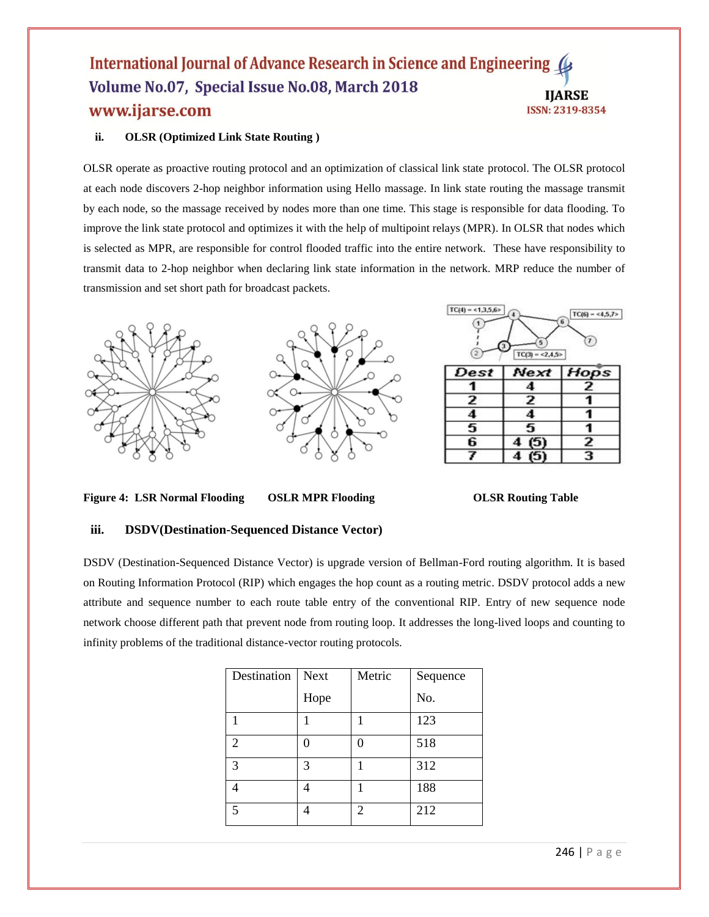### ii. OLSR (Optimized Link State Routing )

OLSR operate as proactive routing protocol and an optimization of classical link state protocol. The OLSR protocol at each node discovers 2-hop neighbor information using Hello massage. In link state routing the massage transmit by each node, so the massage received by nodes more than one time. This stage is responsible for data flooding. To improve the link state protocol and optimizes it with the help of multipoint relays (MPR). In OLSR that nodes which is selected as MPR, are responsible for control flooded traffic into the entire network. These have responsibility to transmit data to 2-hop neighbor when declaring link state information in the network. MRP reduce the number of transmission and set short path for broadcast packets.

| Dest | Next | Hops |
|---|---|---|
| 1 | 4 | 2 |
| 2 | 2 | 1 |
| 4 | 4 | 1 |
| 5 | 5 | 1 |
| 6 | 4 (5) | 2 |
| 7 | 4 (5) | 3 |

**Figure 4: LSR Normal Flooding OSLR MPR Flooding OLSR Routing Table**

### iii. DSDV(Destination-Sequenced Distance Vector)

DSDV (Destination-Sequenced Distance Vector) is upgrade version of Bellman-Ford routing algorithm. It is based on Routing Information Protocol (RIP) which engages the hop count as a routing metric. DSDV protocol adds a new attribute and sequence number to each route table entry of the conventional RIP. Entry of new sequence node network choose different path that prevent node from routing loop. It addresses the long-lived loops and counting to infinity problems of the traditional distance-vector routing protocols.

| Destination | Next Hope | Metric | Sequence No. |
|---|---|---|---|
| 1 | 1 | 1 | 123 |
| 2 | 0 | 0 | 518 |
| 3 | 3 | 1 | 312 |
| 4 | 4 | 1 | 188 |
| 5 | 4 | 2 | 212 |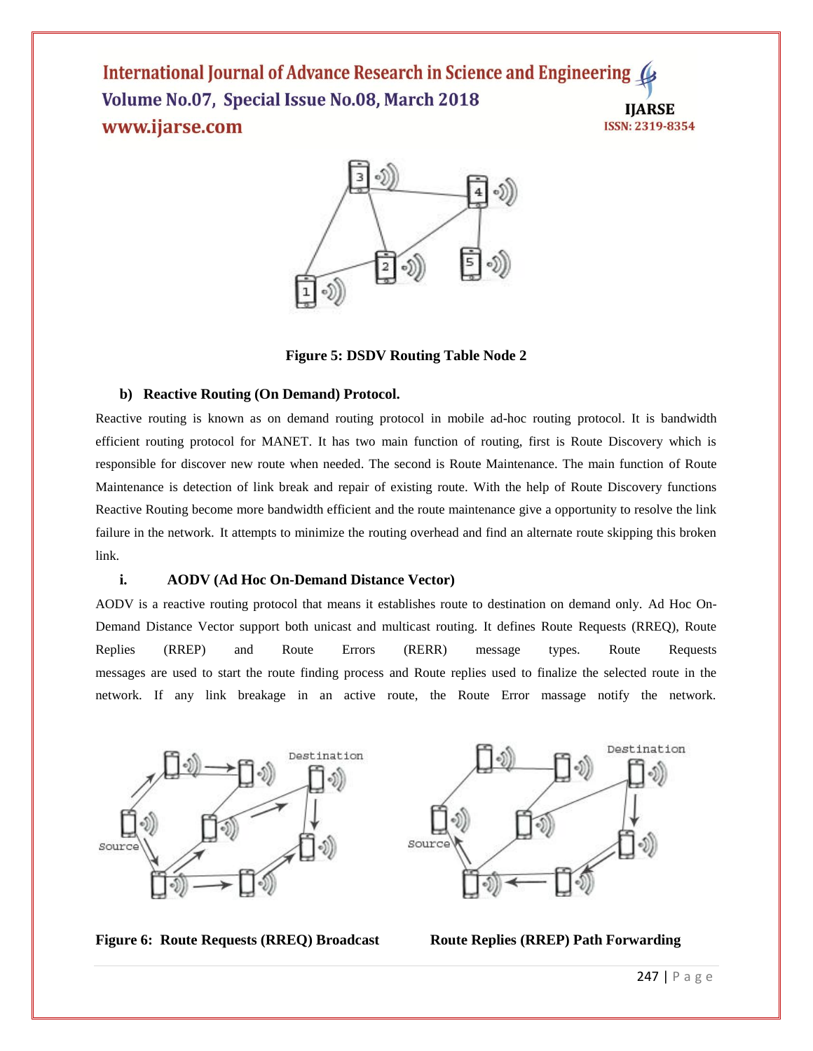Figure 5: DSDV Routing Table Node 2

### b) Reactive Routing (On Demand) Protocol.

Reactive routing is known as on demand routing protocol in mobile ad-hoc routing protocol. It is bandwidth efficient routing protocol for MANET. It has two main function of routing, first is Route Discovery which is responsible for discover new route when needed. The second is Route Maintenance. The main function of Route Maintenance is detection of link break and repair of existing route. With the help of Route Discovery functions Reactive Routing become more bandwidth efficient and the route maintenance give a opportunity to resolve the link failure in the network. It attempts to minimize the routing overhead and find an alternate route skipping this broken link.

#### i. AODV (Ad Hoc On-Demand Distance Vector)

AODV is a reactive routing protocol that means it establishes route to destination on demand only. Ad Hoc On-Demand Distance Vector support both unicast and multicast routing. It defines Route Requests (RREQ), Route Replies (RREP) and Route Errors (RERR) message types. Route Requests messages are used to start the route finding process and Route replies used to finalize the selected route in the network. If any link breakage in an active route, the Route Error massage notify the network.

Figure 6: Route Requests (RREQ) Broadcast Route Replies (RREP) Path Forwarding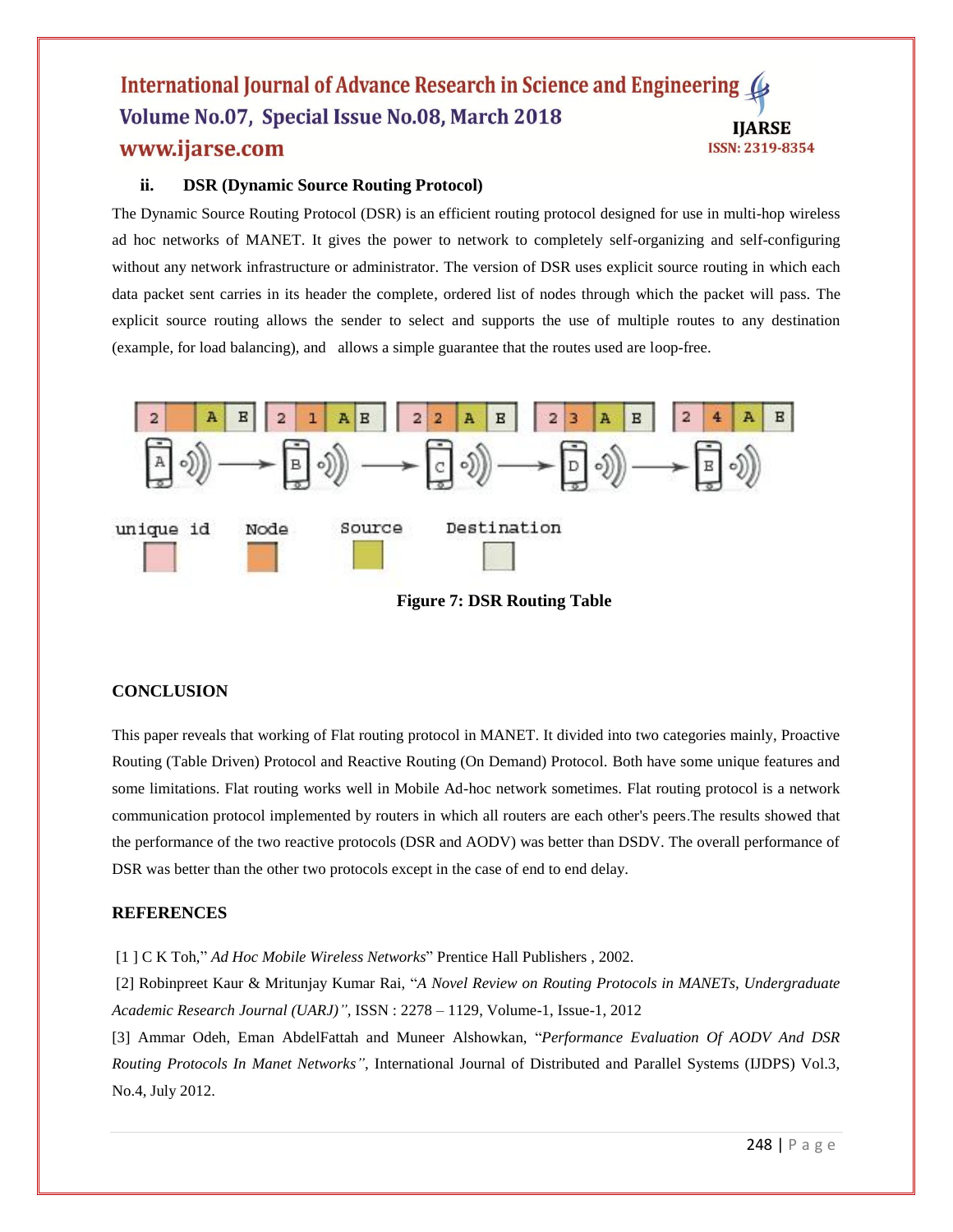### ii. DSR (Dynamic Source Routing Protocol)

The Dynamic Source Routing Protocol (DSR) is an efficient routing protocol designed for use in multi-hop wireless ad hoc networks of MANET. It gives the power to network to completely self-organizing and self-configuring without any network infrastructure or administrator. The version of DSR uses explicit source routing in which each data packet sent carries in its header the complete, ordered list of nodes through which the packet will pass. The explicit source routing allows the sender to select and supports the use of multiple routes to any destination (example, for load balancing), and allows a simple guarantee that the routes used are loop-free.

**Figure 7: DSR Routing Table**

## CONCLUSION

This paper reveals that working of Flat routing protocol in MANET. It divided into two categories mainly, Proactive Routing (Table Driven) Protocol and Reactive Routing (On Demand) Protocol. Both have some unique features and some limitations. Flat routing works well in Mobile Ad-hoc network sometimes. Flat routing protocol is a network communication protocol implemented by routers in which all routers are each other's peers.The results showed that the performance of the two reactive protocols (DSR and AODV) was better than DSDV. The overall performance of DSR was better than the other two protocols except in the case of end to end delay.

## REFERENCES

[1 ] C K Toh," *Ad Hoc Mobile Wireless Networks*" Prentice Hall Publishers , 2002.

[2] Robinpreet Kaur & Mritunjay Kumar Rai, "*A Novel Review on Routing Protocols in MANETs, Undergraduate Academic Research Journal (UARJ)",* ISSN : 2278 – 1129, Volume-1, Issue-1, 2012

[3] Ammar Odeh, Eman AbdelFattah and Muneer Alshowkan, "*Performance Evaluation Of AODV And DSR Routing Protocols In Manet Networks"*, International Journal of Distributed and Parallel Systems (IJDPS) Vol.3, No.4, July 2012.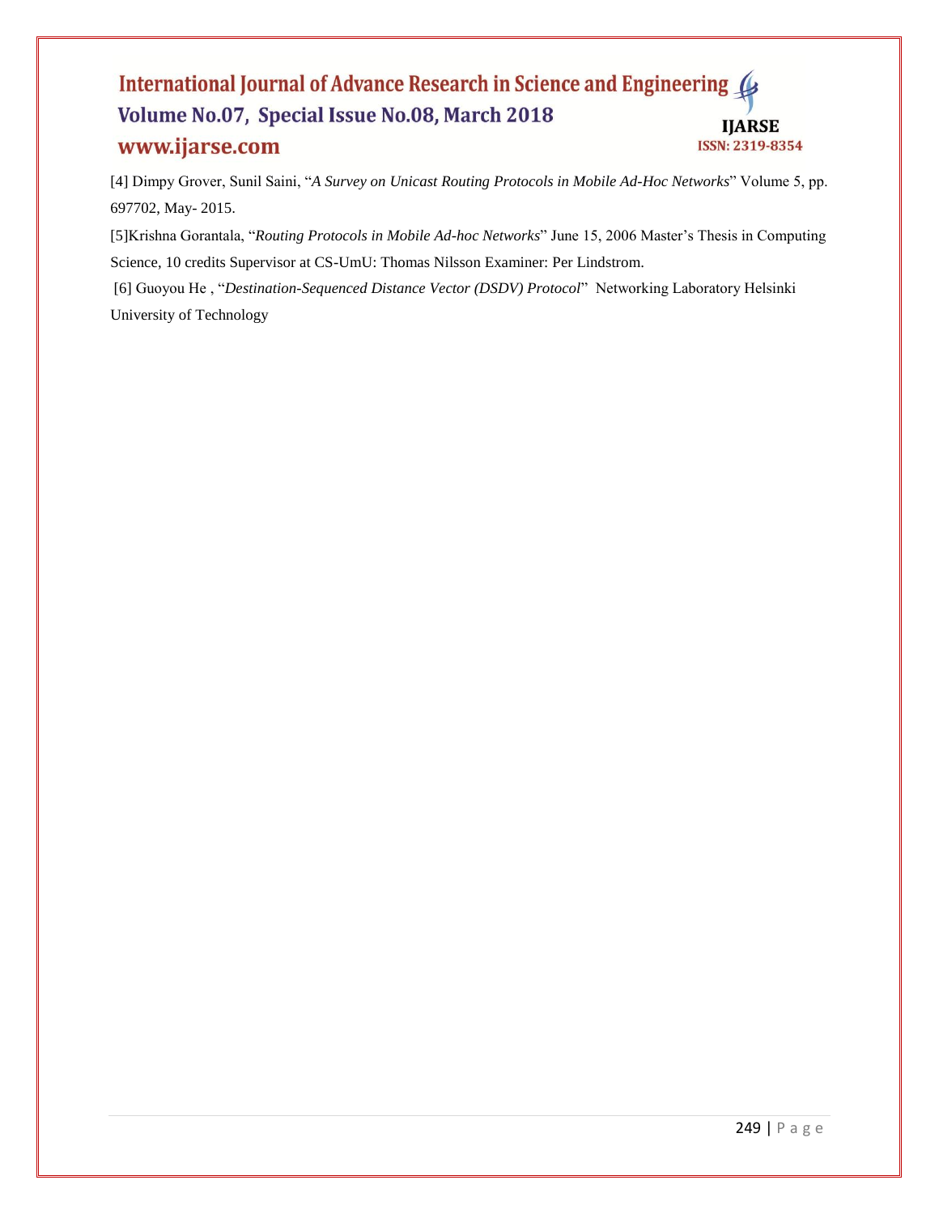[4] Dimpy Grover, Sunil Saini, "*A Survey on Unicast Routing Protocols in Mobile Ad-Hoc Networks*" Volume 5, pp. 697702, May- 2015.

[5]Krishna Gorantala, "*Routing Protocols in Mobile Ad-hoc Networks*" June 15, 2006 Master's Thesis in Computing Science, 10 credits Supervisor at CS-UmU: Thomas Nilsson Examiner: Per Lindstrom.

[6] Guoyou He , "*Destination-Sequenced Distance Vector (DSDV) Protocol*" Networking Laboratory Helsinki University of Technology